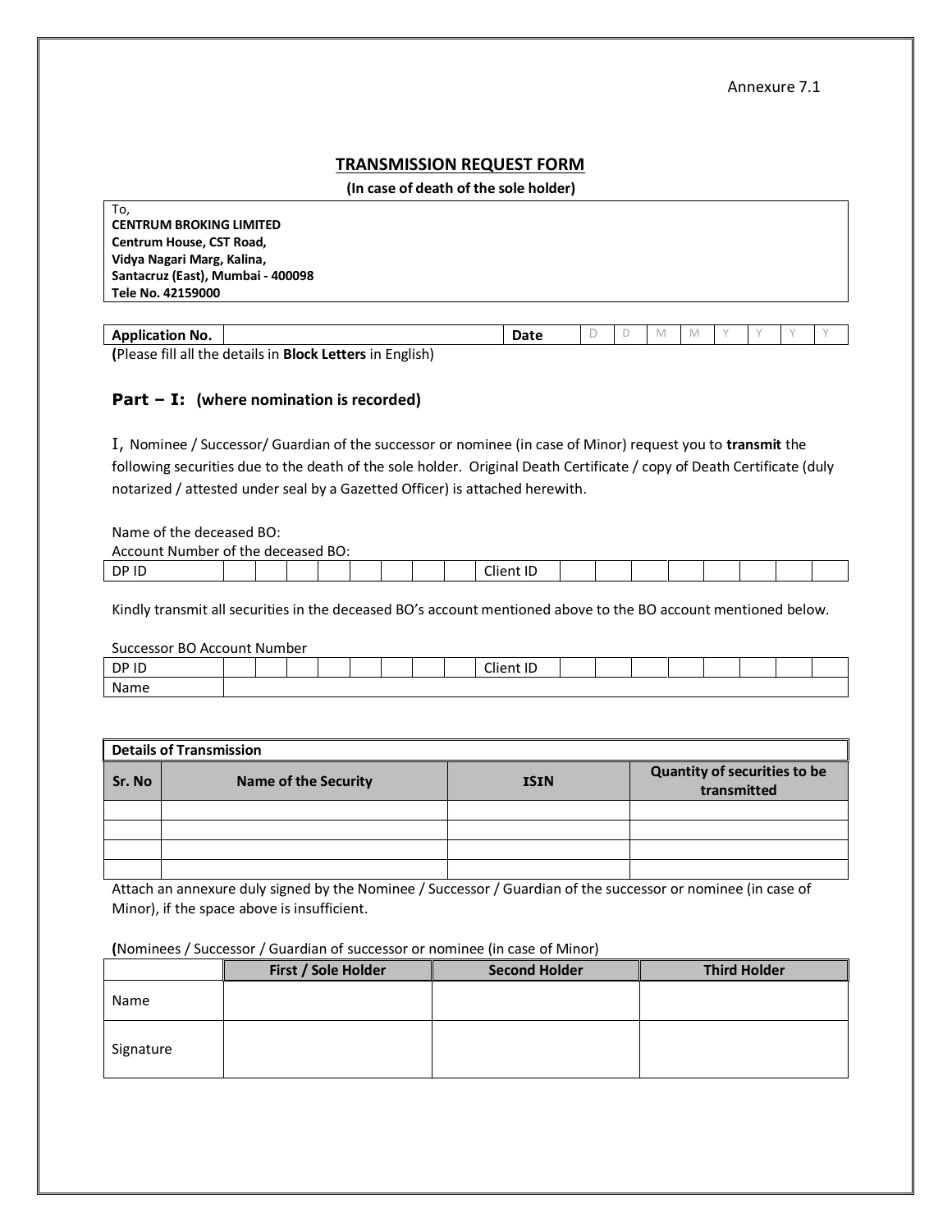Annexure 7.1

## TRANSMISSION REQUEST FORM

**(In case of death of the sole holder)**

To,
**CENTRUM BROKING LIMITED**
**Centrum House, CST Road,**
**Vidya Nagari Marg, Kalina,**
**Santacruz (East), Mumbai - 400098**
**Tele No. 42159000**

| **Application No.** | | **Date** | D | D | M | M | Y | Y | Y | Y |
|---|---|---|---|---|---|---|---|---|---|---|

**(**Please fill all the details in **Block Letters** in English)

### Part – I: (where nomination is recorded)

I, Nominee / Successor/ Guardian of the successor or nominee (in case of Minor) request you to **transmit** the following securities due to the death of the sole holder. Original Death Certificate / copy of Death Certificate (duly notarized / attested under seal by a Gazetted Officer) is attached herewith.

Name of the deceased BO:
Account Number of the deceased BO:

| DP ID | | | | | | | | | Client ID | | | | | | | | |
|---|---|---|---|---|---|---|---|---|---|---|---|---|---|---|---|---|---|

Kindly transmit all securities in the deceased BO's account mentioned above to the BO account mentioned below.

Successor BO Account Number

| DP ID | | | | | | | | | Client ID | | | | | | | | |
|---|---|---|---|---|---|---|---|---|---|---|---|---|---|---|---|---|---|
| Name | | | | | | | | | | | | | | | | | |

**Details of Transmission**

| Sr. No | Name of the Security | ISIN | Quantity of securities to be transmitted |
|---|---|---|---|
| | | | |
| | | | |
| | | | |
| | | | |

Attach an annexure duly signed by the Nominee / Successor / Guardian of the successor or nominee (in case of Minor), if the space above is insufficient.

**(**Nominees / Successor / Guardian of successor or nominee (in case of Minor)

| | First / Sole Holder | Second Holder | Third Holder |
|---|---|---|---|
| Name | | | |
| Signature | | | |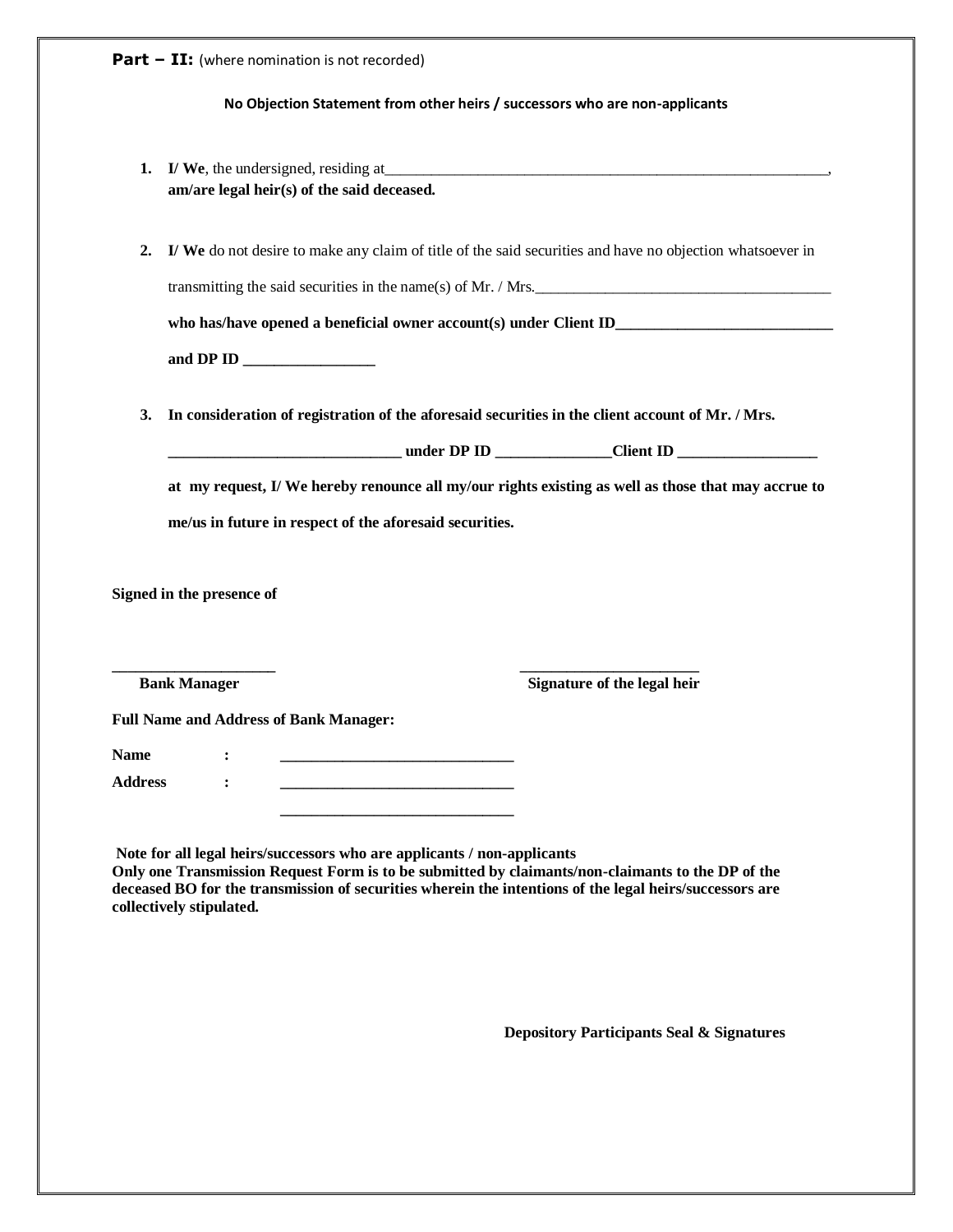**Part – II:** (where nomination is not recorded)

**No Objection Statement from other heirs / successors who are non-applicants**

1. **I/ We**, the undersigned, residing at____________________________________________________________, **am/are legal heir(s) of the said deceased.**

2. **I/ We** do not desire to make any claim of title of the said securities and have no objection whatsoever in transmitting the said securities in the name(s) of Mr. / Mrs.________________________________________ **who has/have opened a beneficial owner account(s) under Client ID_____________________________ and DP ID _________________**

3. **In consideration of registration of the aforesaid securities in the client account of Mr. / Mrs. ______________________________ under DP ID _______________Client ID __________________ at my request, I/ We hereby renounce all my/our rights existing as well as those that may accrue to me/us in future in respect of the aforesaid securities.**

**Signed in the presence of**

_____________________ &nbsp;&nbsp;&nbsp;&nbsp;&nbsp;&nbsp;&nbsp;&nbsp;&nbsp;&nbsp;&nbsp;&nbsp;&nbsp;&nbsp;&nbsp;&nbsp;&nbsp;&nbsp;&nbsp;&nbsp; _______________________

**Bank Manager** &nbsp;&nbsp;&nbsp;&nbsp;&nbsp;&nbsp;&nbsp;&nbsp;&nbsp;&nbsp;&nbsp;&nbsp;&nbsp;&nbsp;&nbsp;&nbsp;&nbsp;&nbsp;&nbsp;&nbsp; **Signature of the legal heir**

**Full Name and Address of Bank Manager:**

**Name** &nbsp;&nbsp;&nbsp;&nbsp; **:** &nbsp;&nbsp;&nbsp;&nbsp; ______________________________

**Address** &nbsp;&nbsp; **:** &nbsp;&nbsp;&nbsp;&nbsp; ______________________________

______________________________

**Note for all legal heirs/successors who are applicants / non-applicants**
**Only one Transmission Request Form is to be submitted by claimants/non-claimants to the DP of the deceased BO for the transmission of securities wherein the intentions of the legal heirs/successors are collectively stipulated.**

**Depository Participants Seal & Signatures**